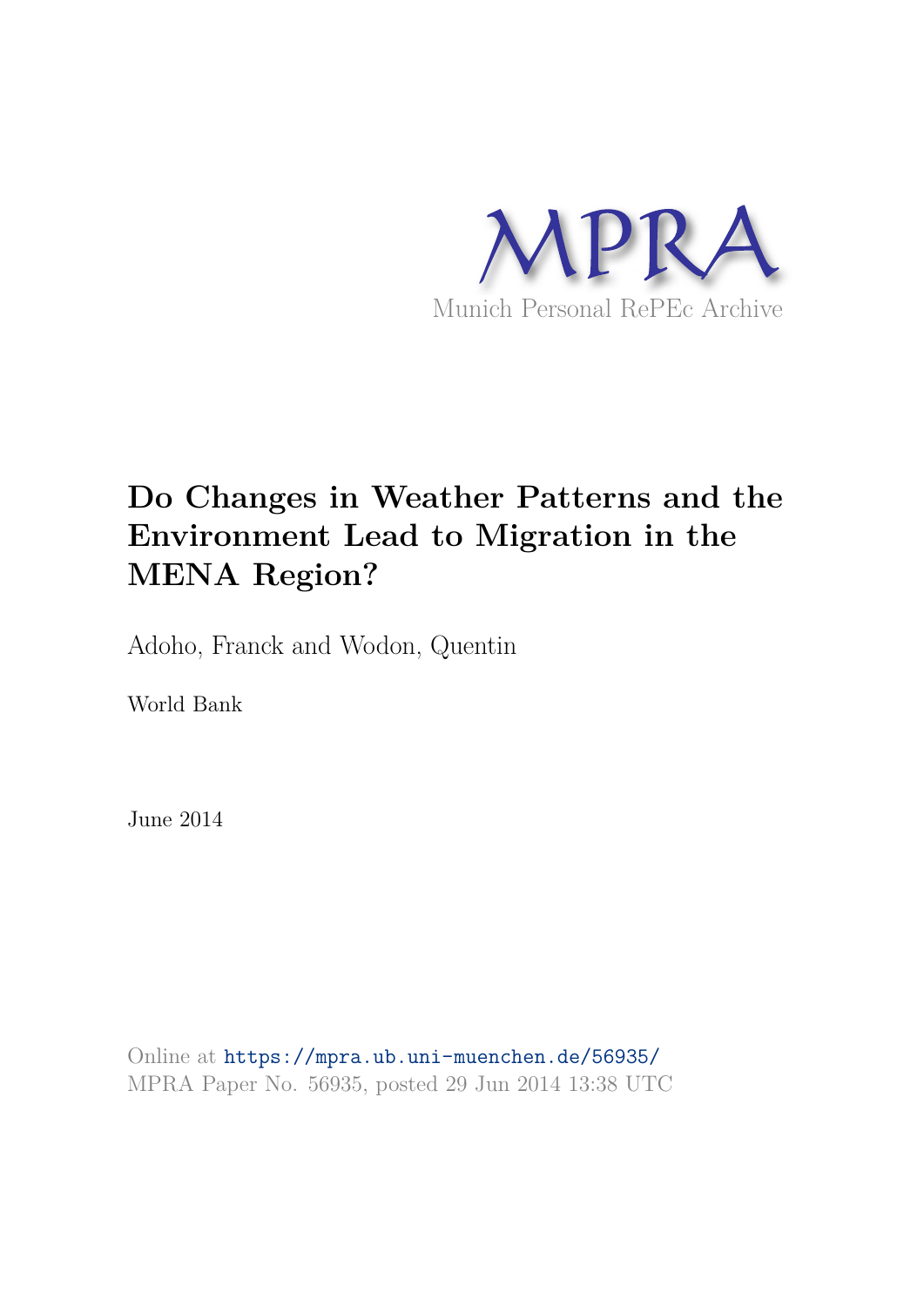MPRA

Munich Personal RePEc Archive

# Do Changes in Weather Patterns and the Environment Lead to Migration in the MENA Region?

Adoho, Franck and Wodon, Quentin

World Bank

June 2014

Online at https://mpra.ub.uni-muenchen.de/56935/
MPRA Paper No. 56935, posted 29 Jun 2014 13:38 UTC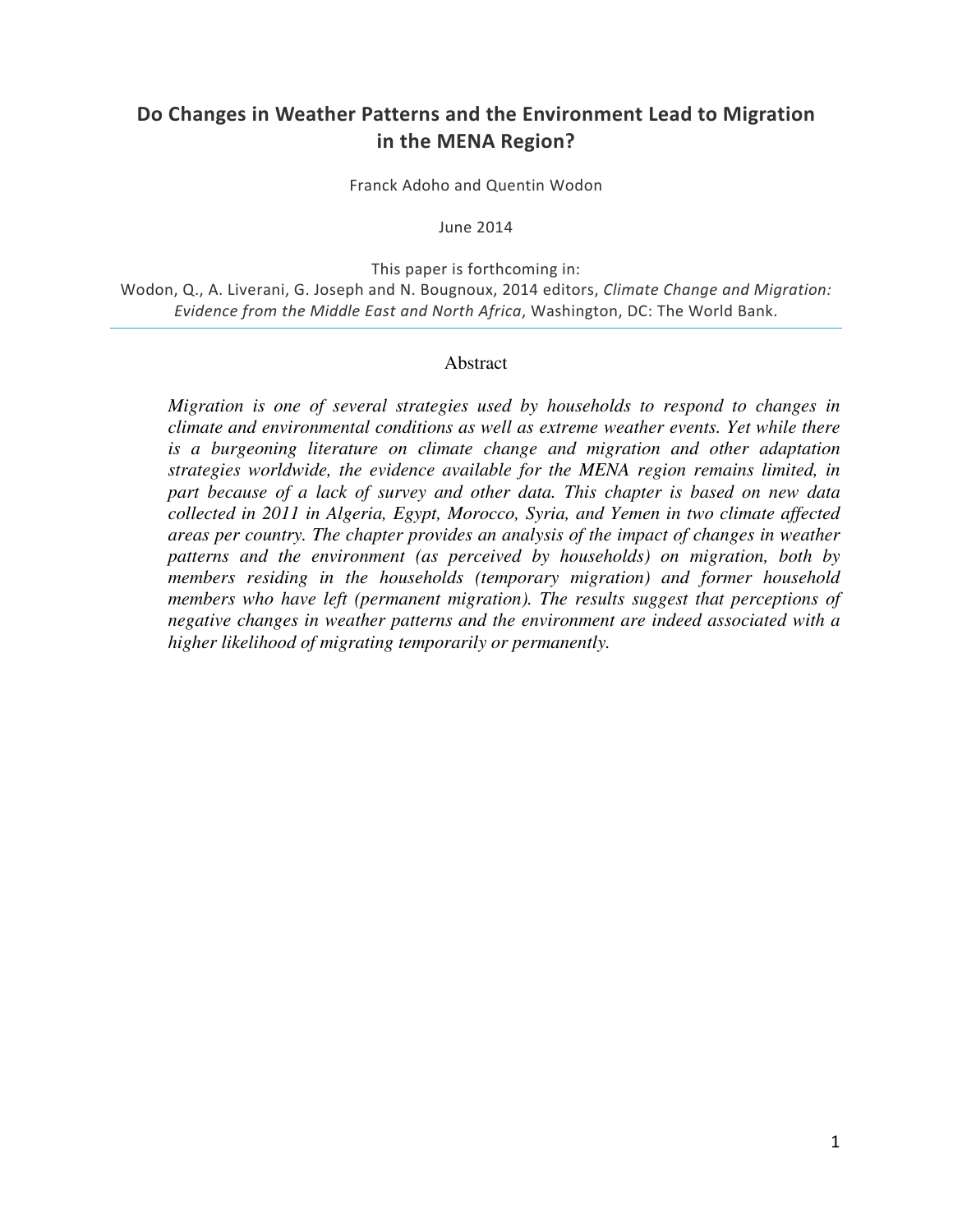# Do Changes in Weather Patterns and the Environment Lead to Migration in the MENA Region?

Franck Adoho and Quentin Wodon

June 2014

This paper is forthcoming in:
Wodon, Q., A. Liverani, G. Joseph and N. Bougnoux, 2014 editors, *Climate Change and Migration: Evidence from the Middle East and North Africa*, Washington, DC: The World Bank.

---

## Abstract

*Migration is one of several strategies used by households to respond to changes in climate and environmental conditions as well as extreme weather events. Yet while there is a burgeoning literature on climate change and migration and other adaptation strategies worldwide, the evidence available for the MENA region remains limited, in part because of a lack of survey and other data. This chapter is based on new data collected in 2011 in Algeria, Egypt, Morocco, Syria, and Yemen in two climate affected areas per country. The chapter provides an analysis of the impact of changes in weather patterns and the environment (as perceived by households) on migration, both by members residing in the households (temporary migration) and former household members who have left (permanent migration). The results suggest that perceptions of negative changes in weather patterns and the environment are indeed associated with a higher likelihood of migrating temporarily or permanently.*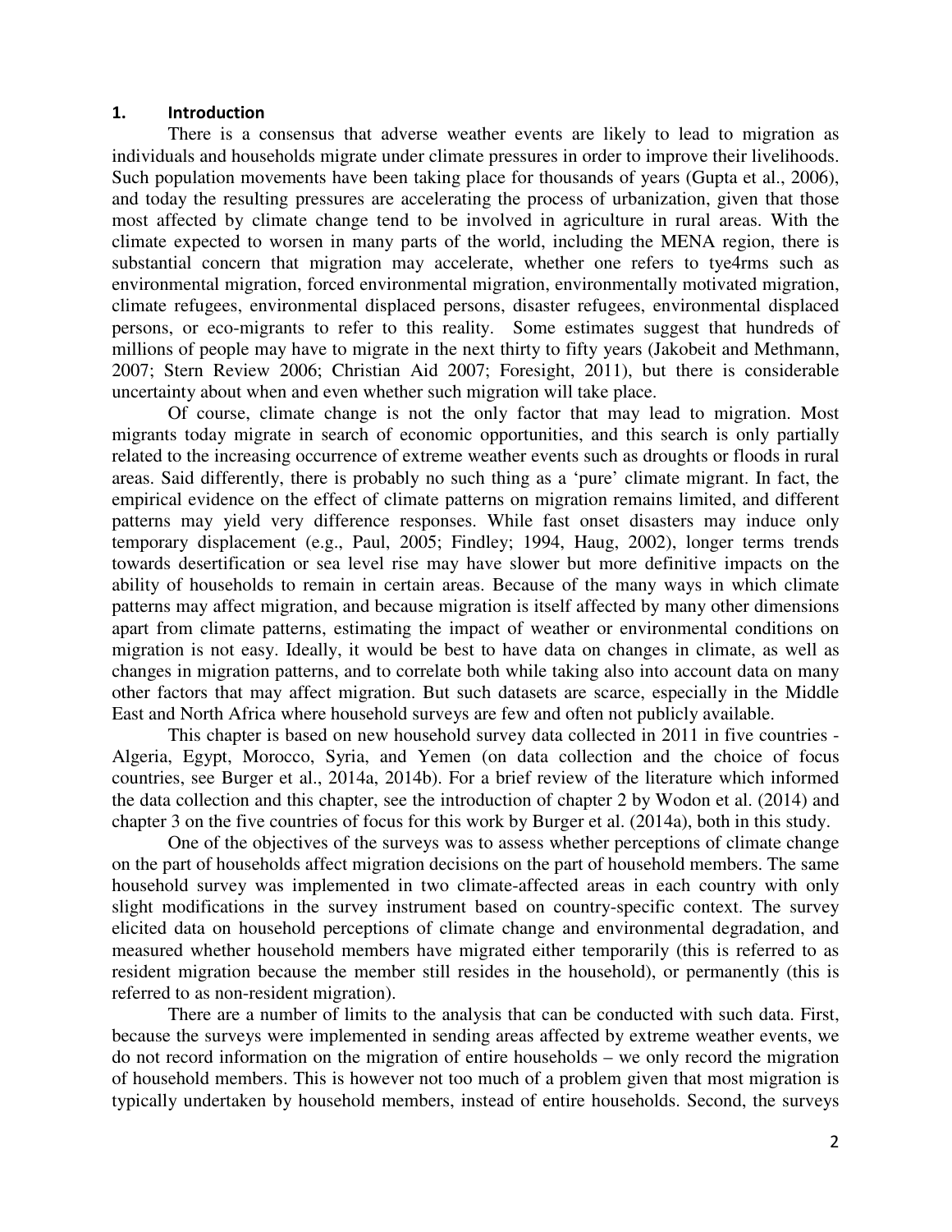## 1. Introduction

There is a consensus that adverse weather events are likely to lead to migration as individuals and households migrate under climate pressures in order to improve their livelihoods. Such population movements have been taking place for thousands of years (Gupta et al., 2006), and today the resulting pressures are accelerating the process of urbanization, given that those most affected by climate change tend to be involved in agriculture in rural areas. With the climate expected to worsen in many parts of the world, including the MENA region, there is substantial concern that migration may accelerate, whether one refers to tye4rms such as environmental migration, forced environmental migration, environmentally motivated migration, climate refugees, environmental displaced persons, disaster refugees, environmental displaced persons, or eco-migrants to refer to this reality. Some estimates suggest that hundreds of millions of people may have to migrate in the next thirty to fifty years (Jakobeit and Methmann, 2007; Stern Review 2006; Christian Aid 2007; Foresight, 2011), but there is considerable uncertainty about when and even whether such migration will take place.

Of course, climate change is not the only factor that may lead to migration. Most migrants today migrate in search of economic opportunities, and this search is only partially related to the increasing occurrence of extreme weather events such as droughts or floods in rural areas. Said differently, there is probably no such thing as a 'pure' climate migrant. In fact, the empirical evidence on the effect of climate patterns on migration remains limited, and different patterns may yield very difference responses. While fast onset disasters may induce only temporary displacement (e.g., Paul, 2005; Findley; 1994, Haug, 2002), longer terms trends towards desertification or sea level rise may have slower but more definitive impacts on the ability of households to remain in certain areas. Because of the many ways in which climate patterns may affect migration, and because migration is itself affected by many other dimensions apart from climate patterns, estimating the impact of weather or environmental conditions on migration is not easy. Ideally, it would be best to have data on changes in climate, as well as changes in migration patterns, and to correlate both while taking also into account data on many other factors that may affect migration. But such datasets are scarce, especially in the Middle East and North Africa where household surveys are few and often not publicly available.

This chapter is based on new household survey data collected in 2011 in five countries - Algeria, Egypt, Morocco, Syria, and Yemen (on data collection and the choice of focus countries, see Burger et al., 2014a, 2014b). For a brief review of the literature which informed the data collection and this chapter, see the introduction of chapter 2 by Wodon et al. (2014) and chapter 3 on the five countries of focus for this work by Burger et al. (2014a), both in this study.

One of the objectives of the surveys was to assess whether perceptions of climate change on the part of households affect migration decisions on the part of household members. The same household survey was implemented in two climate-affected areas in each country with only slight modifications in the survey instrument based on country-specific context. The survey elicited data on household perceptions of climate change and environmental degradation, and measured whether household members have migrated either temporarily (this is referred to as resident migration because the member still resides in the household), or permanently (this is referred to as non-resident migration).

There are a number of limits to the analysis that can be conducted with such data. First, because the surveys were implemented in sending areas affected by extreme weather events, we do not record information on the migration of entire households – we only record the migration of household members. This is however not too much of a problem given that most migration is typically undertaken by household members, instead of entire households. Second, the surveys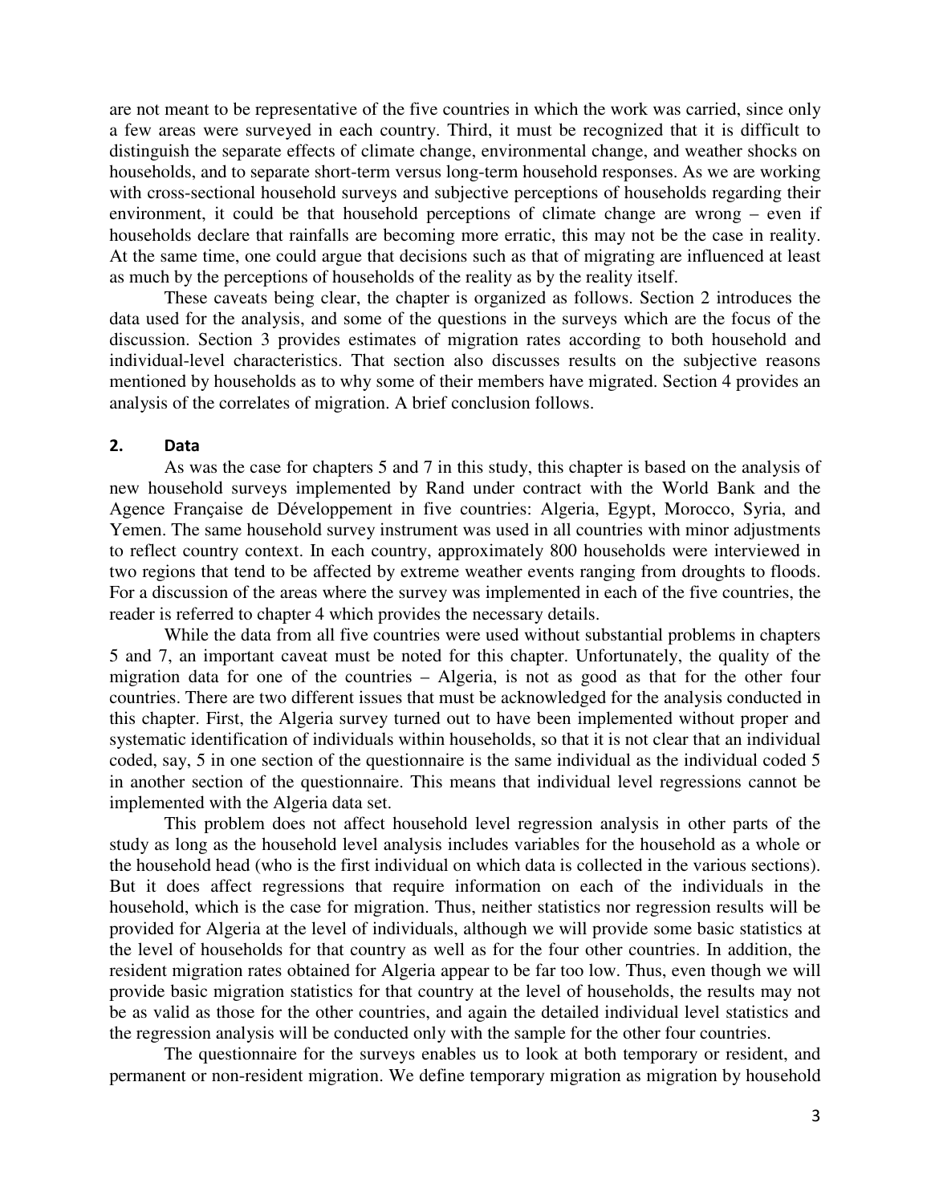are not meant to be representative of the five countries in which the work was carried, since only a few areas were surveyed in each country. Third, it must be recognized that it is difficult to distinguish the separate effects of climate change, environmental change, and weather shocks on households, and to separate short-term versus long-term household responses. As we are working with cross-sectional household surveys and subjective perceptions of households regarding their environment, it could be that household perceptions of climate change are wrong – even if households declare that rainfalls are becoming more erratic, this may not be the case in reality. At the same time, one could argue that decisions such as that of migrating are influenced at least as much by the perceptions of households of the reality as by the reality itself.

These caveats being clear, the chapter is organized as follows. Section 2 introduces the data used for the analysis, and some of the questions in the surveys which are the focus of the discussion. Section 3 provides estimates of migration rates according to both household and individual-level characteristics. That section also discusses results on the subjective reasons mentioned by households as to why some of their members have migrated. Section 4 provides an analysis of the correlates of migration. A brief conclusion follows.

## 2. Data

As was the case for chapters 5 and 7 in this study, this chapter is based on the analysis of new household surveys implemented by Rand under contract with the World Bank and the Agence Française de Développement in five countries: Algeria, Egypt, Morocco, Syria, and Yemen. The same household survey instrument was used in all countries with minor adjustments to reflect country context. In each country, approximately 800 households were interviewed in two regions that tend to be affected by extreme weather events ranging from droughts to floods. For a discussion of the areas where the survey was implemented in each of the five countries, the reader is referred to chapter 4 which provides the necessary details.

While the data from all five countries were used without substantial problems in chapters 5 and 7, an important caveat must be noted for this chapter. Unfortunately, the quality of the migration data for one of the countries – Algeria, is not as good as that for the other four countries. There are two different issues that must be acknowledged for the analysis conducted in this chapter. First, the Algeria survey turned out to have been implemented without proper and systematic identification of individuals within households, so that it is not clear that an individual coded, say, 5 in one section of the questionnaire is the same individual as the individual coded 5 in another section of the questionnaire. This means that individual level regressions cannot be implemented with the Algeria data set.

This problem does not affect household level regression analysis in other parts of the study as long as the household level analysis includes variables for the household as a whole or the household head (who is the first individual on which data is collected in the various sections). But it does affect regressions that require information on each of the individuals in the household, which is the case for migration. Thus, neither statistics nor regression results will be provided for Algeria at the level of individuals, although we will provide some basic statistics at the level of households for that country as well as for the four other countries. In addition, the resident migration rates obtained for Algeria appear to be far too low. Thus, even though we will provide basic migration statistics for that country at the level of households, the results may not be as valid as those for the other countries, and again the detailed individual level statistics and the regression analysis will be conducted only with the sample for the other four countries.

The questionnaire for the surveys enables us to look at both temporary or resident, and permanent or non-resident migration. We define temporary migration as migration by household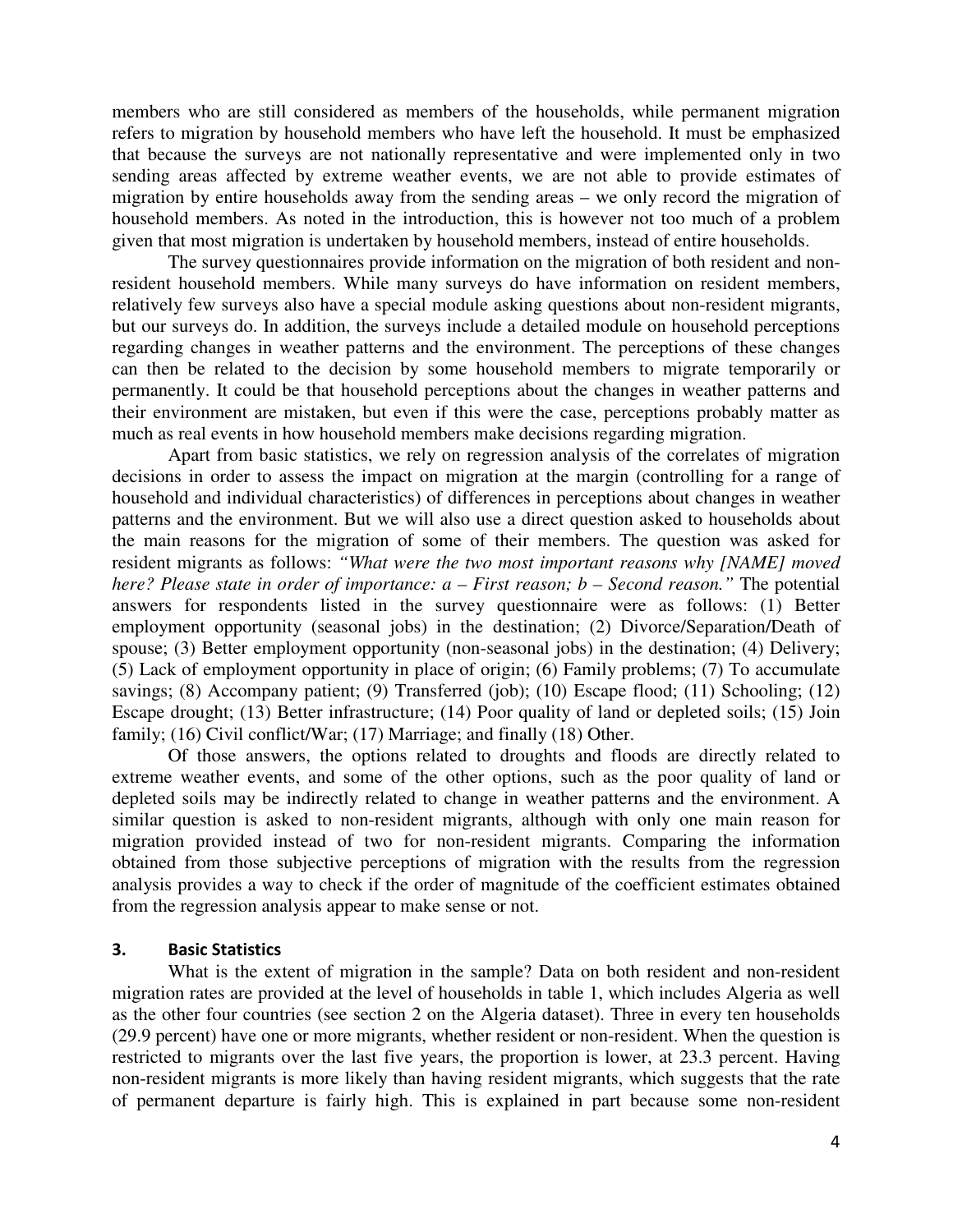members who are still considered as members of the households, while permanent migration refers to migration by household members who have left the household. It must be emphasized that because the surveys are not nationally representative and were implemented only in two sending areas affected by extreme weather events, we are not able to provide estimates of migration by entire households away from the sending areas – we only record the migration of household members. As noted in the introduction, this is however not too much of a problem given that most migration is undertaken by household members, instead of entire households.

The survey questionnaires provide information on the migration of both resident and non-resident household members. While many surveys do have information on resident members, relatively few surveys also have a special module asking questions about non-resident migrants, but our surveys do. In addition, the surveys include a detailed module on household perceptions regarding changes in weather patterns and the environment. The perceptions of these changes can then be related to the decision by some household members to migrate temporarily or permanently. It could be that household perceptions about the changes in weather patterns and their environment are mistaken, but even if this were the case, perceptions probably matter as much as real events in how household members make decisions regarding migration.

Apart from basic statistics, we rely on regression analysis of the correlates of migration decisions in order to assess the impact on migration at the margin (controlling for a range of household and individual characteristics) of differences in perceptions about changes in weather patterns and the environment. But we will also use a direct question asked to households about the main reasons for the migration of some of their members. The question was asked for resident migrants as follows: *"What were the two most important reasons why [NAME] moved here? Please state in order of importance: a – First reason; b – Second reason."* The potential answers for respondents listed in the survey questionnaire were as follows: (1) Better employment opportunity (seasonal jobs) in the destination; (2) Divorce/Separation/Death of spouse; (3) Better employment opportunity (non-seasonal jobs) in the destination; (4) Delivery; (5) Lack of employment opportunity in place of origin; (6) Family problems; (7) To accumulate savings; (8) Accompany patient; (9) Transferred (job); (10) Escape flood; (11) Schooling; (12) Escape drought; (13) Better infrastructure; (14) Poor quality of land or depleted soils; (15) Join family; (16) Civil conflict/War; (17) Marriage; and finally (18) Other.

Of those answers, the options related to droughts and floods are directly related to extreme weather events, and some of the other options, such as the poor quality of land or depleted soils may be indirectly related to change in weather patterns and the environment. A similar question is asked to non-resident migrants, although with only one main reason for migration provided instead of two for non-resident migrants. Comparing the information obtained from those subjective perceptions of migration with the results from the regression analysis provides a way to check if the order of magnitude of the coefficient estimates obtained from the regression analysis appear to make sense or not.

## 3. Basic Statistics

What is the extent of migration in the sample? Data on both resident and non-resident migration rates are provided at the level of households in table 1, which includes Algeria as well as the other four countries (see section 2 on the Algeria dataset). Three in every ten households (29.9 percent) have one or more migrants, whether resident or non-resident. When the question is restricted to migrants over the last five years, the proportion is lower, at 23.3 percent. Having non-resident migrants is more likely than having resident migrants, which suggests that the rate of permanent departure is fairly high. This is explained in part because some non-resident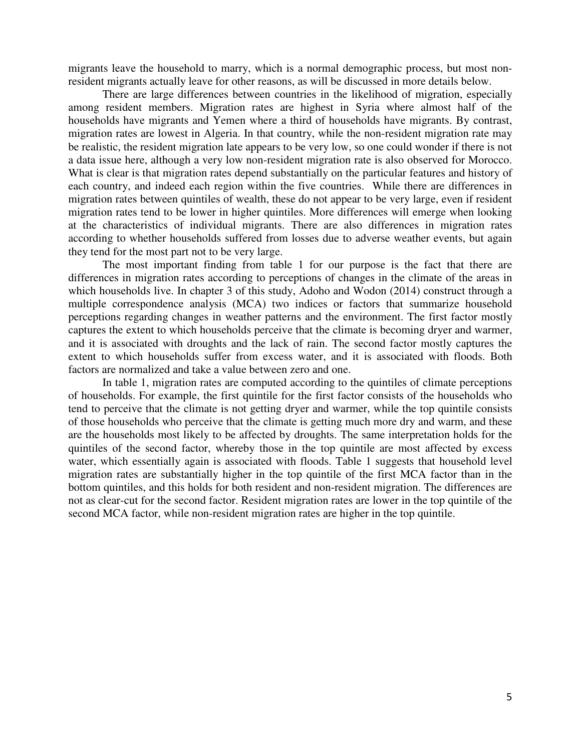migrants leave the household to marry, which is a normal demographic process, but most non-resident migrants actually leave for other reasons, as will be discussed in more details below.

There are large differences between countries in the likelihood of migration, especially among resident members. Migration rates are highest in Syria where almost half of the households have migrants and Yemen where a third of households have migrants. By contrast, migration rates are lowest in Algeria. In that country, while the non-resident migration rate may be realistic, the resident migration late appears to be very low, so one could wonder if there is not a data issue here, although a very low non-resident migration rate is also observed for Morocco. What is clear is that migration rates depend substantially on the particular features and history of each country, and indeed each region within the five countries. While there are differences in migration rates between quintiles of wealth, these do not appear to be very large, even if resident migration rates tend to be lower in higher quintiles. More differences will emerge when looking at the characteristics of individual migrants. There are also differences in migration rates according to whether households suffered from losses due to adverse weather events, but again they tend for the most part not to be very large.

The most important finding from table 1 for our purpose is the fact that there are differences in migration rates according to perceptions of changes in the climate of the areas in which households live. In chapter 3 of this study, Adoho and Wodon (2014) construct through a multiple correspondence analysis (MCA) two indices or factors that summarize household perceptions regarding changes in weather patterns and the environment. The first factor mostly captures the extent to which households perceive that the climate is becoming dryer and warmer, and it is associated with droughts and the lack of rain. The second factor mostly captures the extent to which households suffer from excess water, and it is associated with floods. Both factors are normalized and take a value between zero and one.

In table 1, migration rates are computed according to the quintiles of climate perceptions of households. For example, the first quintile for the first factor consists of the households who tend to perceive that the climate is not getting dryer and warmer, while the top quintile consists of those households who perceive that the climate is getting much more dry and warm, and these are the households most likely to be affected by droughts. The same interpretation holds for the quintiles of the second factor, whereby those in the top quintile are most affected by excess water, which essentially again is associated with floods. Table 1 suggests that household level migration rates are substantially higher in the top quintile of the first MCA factor than in the bottom quintiles, and this holds for both resident and non-resident migration. The differences are not as clear-cut for the second factor. Resident migration rates are lower in the top quintile of the second MCA factor, while non-resident migration rates are higher in the top quintile.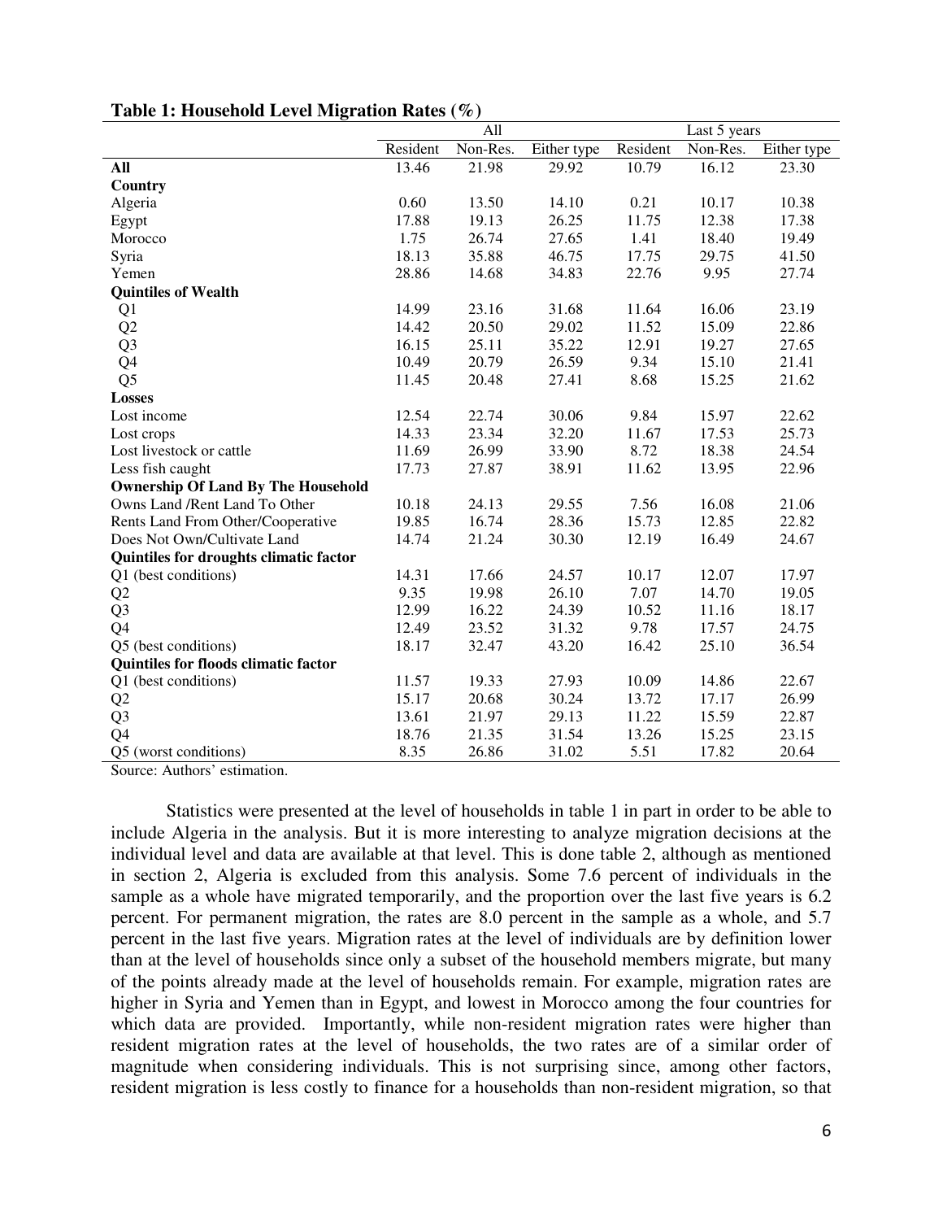**Table 1: Household Level Migration Rates (%)**

| | All | | | Last 5 years | | |
|---|---|---|---|---|---|---|
| | Resident | Non-Res. | Either type | Resident | Non-Res. | Either type |
| **All** | 13.46 | 21.98 | 29.92 | 10.79 | 16.12 | 23.30 |
| **Country** | | | | | | |
| Algeria | 0.60 | 13.50 | 14.10 | 0.21 | 10.17 | 10.38 |
| Egypt | 17.88 | 19.13 | 26.25 | 11.75 | 12.38 | 17.38 |
| Morocco | 1.75 | 26.74 | 27.65 | 1.41 | 18.40 | 19.49 |
| Syria | 18.13 | 35.88 | 46.75 | 17.75 | 29.75 | 41.50 |
| Yemen | 28.86 | 14.68 | 34.83 | 22.76 | 9.95 | 27.74 |
| **Quintiles of Wealth** | | | | | | |
| Q1 | 14.99 | 23.16 | 31.68 | 11.64 | 16.06 | 23.19 |
| Q2 | 14.42 | 20.50 | 29.02 | 11.52 | 15.09 | 22.86 |
| Q3 | 16.15 | 25.11 | 35.22 | 12.91 | 19.27 | 27.65 |
| Q4 | 10.49 | 20.79 | 26.59 | 9.34 | 15.10 | 21.41 |
| Q5 | 11.45 | 20.48 | 27.41 | 8.68 | 15.25 | 21.62 |
| **Losses** | | | | | | |
| Lost income | 12.54 | 22.74 | 30.06 | 9.84 | 15.97 | 22.62 |
| Lost crops | 14.33 | 23.34 | 32.20 | 11.67 | 17.53 | 25.73 |
| Lost livestock or cattle | 11.69 | 26.99 | 33.90 | 8.72 | 18.38 | 24.54 |
| Less fish caught | 17.73 | 27.87 | 38.91 | 11.62 | 13.95 | 22.96 |
| **Ownership Of Land By The Household** | | | | | | |
| Owns Land /Rent Land To Other | 10.18 | 24.13 | 29.55 | 7.56 | 16.08 | 21.06 |
| Rents Land From Other/Cooperative | 19.85 | 16.74 | 28.36 | 15.73 | 12.85 | 22.82 |
| Does Not Own/Cultivate Land | 14.74 | 21.24 | 30.30 | 12.19 | 16.49 | 24.67 |
| **Quintiles for droughts climatic factor** | | | | | | |
| Q1 (best conditions) | 14.31 | 17.66 | 24.57 | 10.17 | 12.07 | 17.97 |
| Q2 | 9.35 | 19.98 | 26.10 | 7.07 | 14.70 | 19.05 |
| Q3 | 12.99 | 16.22 | 24.39 | 10.52 | 11.16 | 18.17 |
| Q4 | 12.49 | 23.52 | 31.32 | 9.78 | 17.57 | 24.75 |
| Q5 (best conditions) | 18.17 | 32.47 | 43.20 | 16.42 | 25.10 | 36.54 |
| **Quintiles for floods climatic factor** | | | | | | |
| Q1 (best conditions) | 11.57 | 19.33 | 27.93 | 10.09 | 14.86 | 22.67 |
| Q2 | 15.17 | 20.68 | 30.24 | 13.72 | 17.17 | 26.99 |
| Q3 | 13.61 | 21.97 | 29.13 | 11.22 | 15.59 | 22.87 |
| Q4 | 18.76 | 21.35 | 31.54 | 13.26 | 15.25 | 23.15 |
| Q5 (worst conditions) | 8.35 | 26.86 | 31.02 | 5.51 | 17.82 | 20.64 |

Source: Authors' estimation.

Statistics were presented at the level of households in table 1 in part in order to be able to include Algeria in the analysis. But it is more interesting to analyze migration decisions at the individual level and data are available at that level. This is done table 2, although as mentioned in section 2, Algeria is excluded from this analysis. Some 7.6 percent of individuals in the sample as a whole have migrated temporarily, and the proportion over the last five years is 6.2 percent. For permanent migration, the rates are 8.0 percent in the sample as a whole, and 5.7 percent in the last five years. Migration rates at the level of individuals are by definition lower than at the level of households since only a subset of the household members migrate, but many of the points already made at the level of households remain. For example, migration rates are higher in Syria and Yemen than in Egypt, and lowest in Morocco among the four countries for which data are provided. Importantly, while non-resident migration rates were higher than resident migration rates at the level of households, the two rates are of a similar order of magnitude when considering individuals. This is not surprising since, among other factors, resident migration is less costly to finance for a households than non-resident migration, so that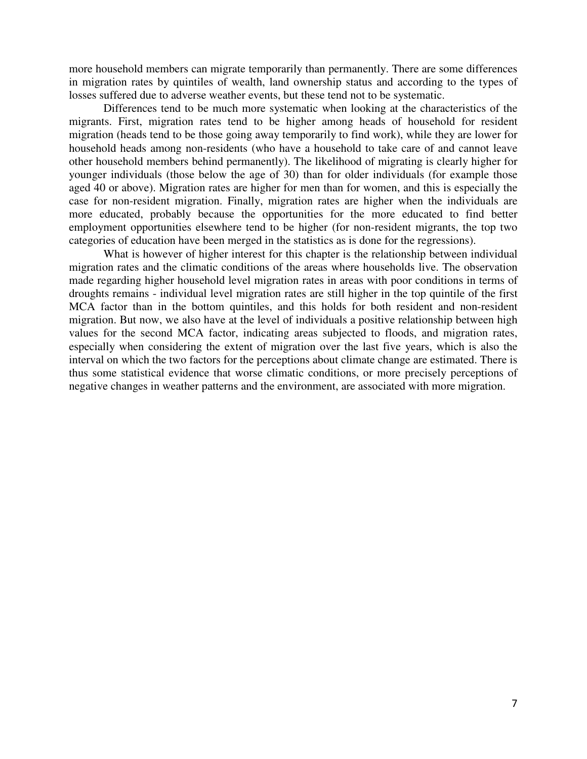more household members can migrate temporarily than permanently. There are some differences in migration rates by quintiles of wealth, land ownership status and according to the types of losses suffered due to adverse weather events, but these tend not to be systematic.

Differences tend to be much more systematic when looking at the characteristics of the migrants. First, migration rates tend to be higher among heads of household for resident migration (heads tend to be those going away temporarily to find work), while they are lower for household heads among non-residents (who have a household to take care of and cannot leave other household members behind permanently). The likelihood of migrating is clearly higher for younger individuals (those below the age of 30) than for older individuals (for example those aged 40 or above). Migration rates are higher for men than for women, and this is especially the case for non-resident migration. Finally, migration rates are higher when the individuals are more educated, probably because the opportunities for the more educated to find better employment opportunities elsewhere tend to be higher (for non-resident migrants, the top two categories of education have been merged in the statistics as is done for the regressions).

What is however of higher interest for this chapter is the relationship between individual migration rates and the climatic conditions of the areas where households live. The observation made regarding higher household level migration rates in areas with poor conditions in terms of droughts remains - individual level migration rates are still higher in the top quintile of the first MCA factor than in the bottom quintiles, and this holds for both resident and non-resident migration. But now, we also have at the level of individuals a positive relationship between high values for the second MCA factor, indicating areas subjected to floods, and migration rates, especially when considering the extent of migration over the last five years, which is also the interval on which the two factors for the perceptions about climate change are estimated. There is thus some statistical evidence that worse climatic conditions, or more precisely perceptions of negative changes in weather patterns and the environment, are associated with more migration.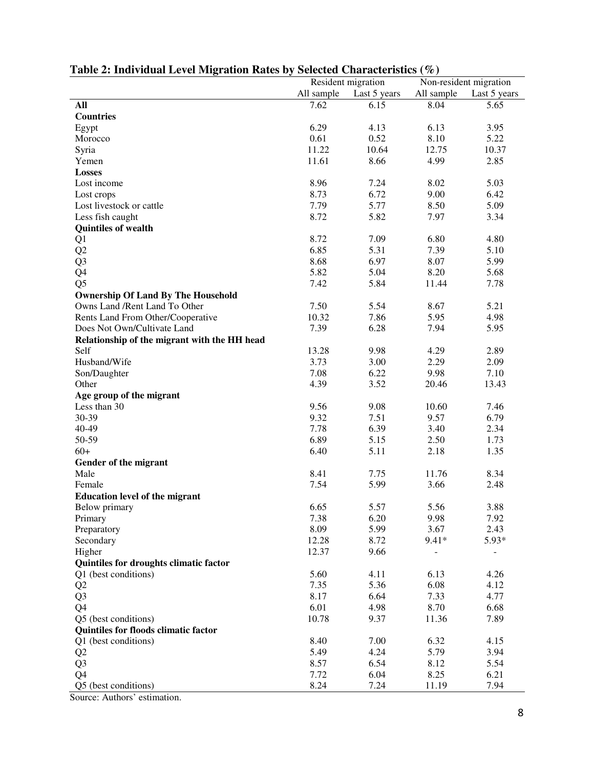**Table 2: Individual Level Migration Rates by Selected Characteristics (%)**

| | Resident migration | | Non-resident migration | |
|---|---|---|---|---|
| | All sample | Last 5 years | All sample | Last 5 years |
| **All** | 7.62 | 6.15 | 8.04 | 5.65 |
| **Countries** | | | | |
| Egypt | 6.29 | 4.13 | 6.13 | 3.95 |
| Morocco | 0.61 | 0.52 | 8.10 | 5.22 |
| Syria | 11.22 | 10.64 | 12.75 | 10.37 |
| Yemen | 11.61 | 8.66 | 4.99 | 2.85 |
| **Losses** | | | | |
| Lost income | 8.96 | 7.24 | 8.02 | 5.03 |
| Lost crops | 8.73 | 6.72 | 9.00 | 6.42 |
| Lost livestock or cattle | 7.79 | 5.77 | 8.50 | 5.09 |
| Less fish caught | 8.72 | 5.82 | 7.97 | 3.34 |
| **Quintiles of wealth** | | | | |
| Q1 | 8.72 | 7.09 | 6.80 | 4.80 |
| Q2 | 6.85 | 5.31 | 7.39 | 5.10 |
| Q3 | 8.68 | 6.97 | 8.07 | 5.99 |
| Q4 | 5.82 | 5.04 | 8.20 | 5.68 |
| Q5 | 7.42 | 5.84 | 11.44 | 7.78 |
| **Ownership Of Land By The Household** | | | | |
| Owns Land /Rent Land To Other | 7.50 | 5.54 | 8.67 | 5.21 |
| Rents Land From Other/Cooperative | 10.32 | 7.86 | 5.95 | 4.98 |
| Does Not Own/Cultivate Land | 7.39 | 6.28 | 7.94 | 5.95 |
| **Relationship of the migrant with the HH head** | | | | |
| Self | 13.28 | 9.98 | 4.29 | 2.89 |
| Husband/Wife | 3.73 | 3.00 | 2.29 | 2.09 |
| Son/Daughter | 7.08 | 6.22 | 9.98 | 7.10 |
| Other | 4.39 | 3.52 | 20.46 | 13.43 |
| **Age group of the migrant** | | | | |
| Less than 30 | 9.56 | 9.08 | 10.60 | 7.46 |
| 30-39 | 9.32 | 7.51 | 9.57 | 6.79 |
| 40-49 | 7.78 | 6.39 | 3.40 | 2.34 |
| 50-59 | 6.89 | 5.15 | 2.50 | 1.73 |
| 60+ | 6.40 | 5.11 | 2.18 | 1.35 |
| **Gender of the migrant** | | | | |
| Male | 8.41 | 7.75 | 11.76 | 8.34 |
| Female | 7.54 | 5.99 | 3.66 | 2.48 |
| **Education level of the migrant** | | | | |
| Below primary | 6.65 | 5.57 | 5.56 | 3.88 |
| Primary | 7.38 | 6.20 | 9.98 | 7.92 |
| Preparatory | 8.09 | 5.99 | 3.67 | 2.43 |
| Secondary | 12.28 | 8.72 | 9.41* | 5.93* |
| Higher | 12.37 | 9.66 | - | - |
| **Quintiles for droughts climatic factor** | | | | |
| Q1 (best conditions) | 5.60 | 4.11 | 6.13 | 4.26 |
| Q2 | 7.35 | 5.36 | 6.08 | 4.12 |
| Q3 | 8.17 | 6.64 | 7.33 | 4.77 |
| Q4 | 6.01 | 4.98 | 8.70 | 6.68 |
| Q5 (best conditions) | 10.78 | 9.37 | 11.36 | 7.89 |
| **Quintiles for floods climatic factor** | | | | |
| Q1 (best conditions) | 8.40 | 7.00 | 6.32 | 4.15 |
| Q2 | 5.49 | 4.24 | 5.79 | 3.94 |
| Q3 | 8.57 | 6.54 | 8.12 | 5.54 |
| Q4 | 7.72 | 6.04 | 8.25 | 6.21 |
| Q5 (best conditions) | 8.24 | 7.24 | 11.19 | 7.94 |

Source: Authors' estimation.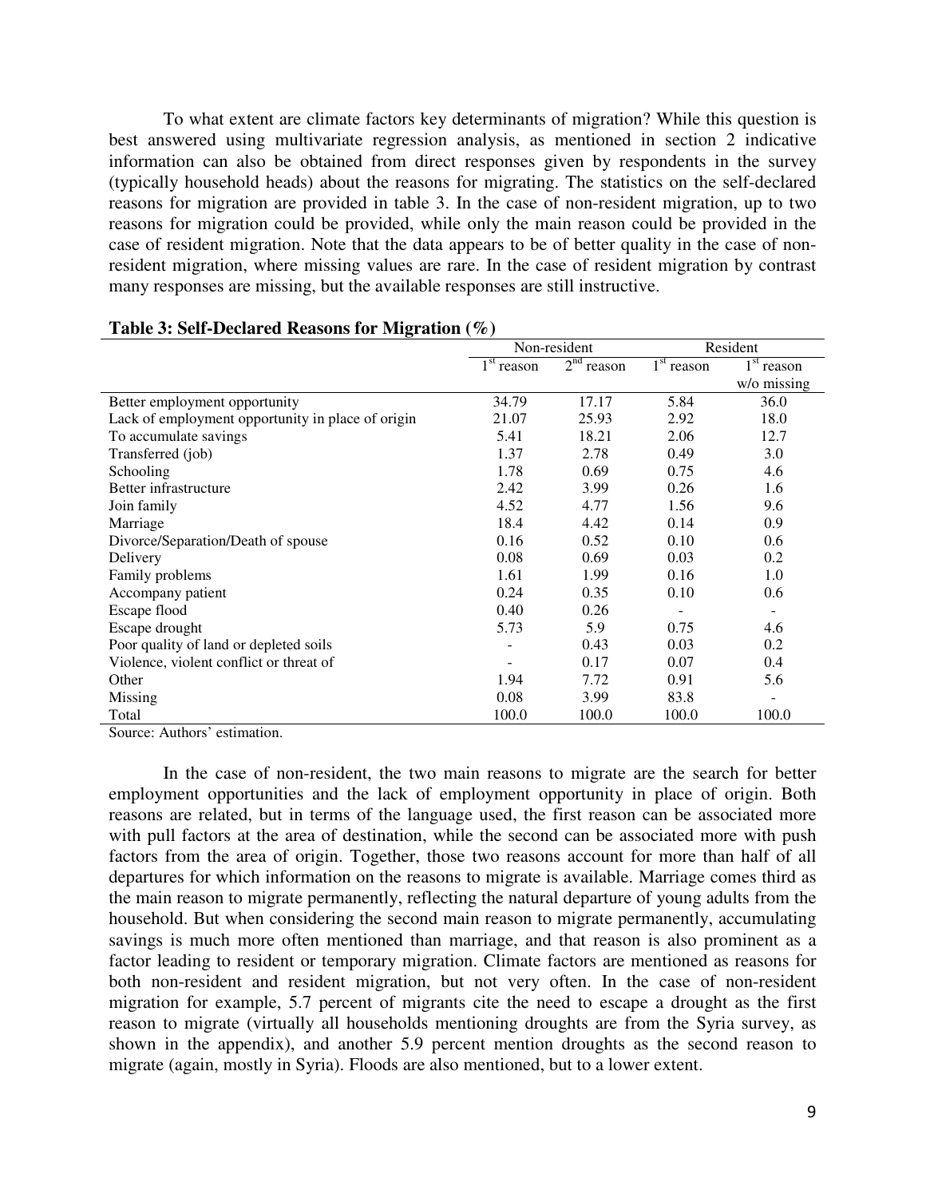To what extent are climate factors key determinants of migration? While this question is best answered using multivariate regression analysis, as mentioned in section 2 indicative information can also be obtained from direct responses given by respondents in the survey (typically household heads) about the reasons for migrating. The statistics on the self-declared reasons for migration are provided in table 3. In the case of non-resident migration, up to two reasons for migration could be provided, while only the main reason could be provided in the case of resident migration. Note that the data appears to be of better quality in the case of non-resident migration, where missing values are rare. In the case of resident migration by contrast many responses are missing, but the available responses are still instructive.

**Table 3: Self-Declared Reasons for Migration (%)**

| | Non-resident | | Resident | |
|---|---|---|---|---|
| | 1st reason | 2nd reason | 1st reason | 1st reason w/o missing |
| Better employment opportunity | 34.79 | 17.17 | 5.84 | 36.0 |
| Lack of employment opportunity in place of origin | 21.07 | 25.93 | 2.92 | 18.0 |
| To accumulate savings | 5.41 | 18.21 | 2.06 | 12.7 |
| Transferred (job) | 1.37 | 2.78 | 0.49 | 3.0 |
| Schooling | 1.78 | 0.69 | 0.75 | 4.6 |
| Better infrastructure | 2.42 | 3.99 | 0.26 | 1.6 |
| Join family | 4.52 | 4.77 | 1.56 | 9.6 |
| Marriage | 18.4 | 4.42 | 0.14 | 0.9 |
| Divorce/Separation/Death of spouse | 0.16 | 0.52 | 0.10 | 0.6 |
| Delivery | 0.08 | 0.69 | 0.03 | 0.2 |
| Family problems | 1.61 | 1.99 | 0.16 | 1.0 |
| Accompany patient | 0.24 | 0.35 | 0.10 | 0.6 |
| Escape flood | 0.40 | 0.26 | - | - |
| Escape drought | 5.73 | 5.9 | 0.75 | 4.6 |
| Poor quality of land or depleted soils | - | 0.43 | 0.03 | 0.2 |
| Violence, violent conflict or threat of | - | 0.17 | 0.07 | 0.4 |
| Other | 1.94 | 7.72 | 0.91 | 5.6 |
| Missing | 0.08 | 3.99 | 83.8 | - |
| Total | 100.0 | 100.0 | 100.0 | 100.0 |

Source: Authors' estimation.

In the case of non-resident, the two main reasons to migrate are the search for better employment opportunities and the lack of employment opportunity in place of origin. Both reasons are related, but in terms of the language used, the first reason can be associated more with pull factors at the area of destination, while the second can be associated more with push factors from the area of origin. Together, those two reasons account for more than half of all departures for which information on the reasons to migrate is available. Marriage comes third as the main reason to migrate permanently, reflecting the natural departure of young adults from the household. But when considering the second main reason to migrate permanently, accumulating savings is much more often mentioned than marriage, and that reason is also prominent as a factor leading to resident or temporary migration. Climate factors are mentioned as reasons for both non-resident and resident migration, but not very often. In the case of non-resident migration for example, 5.7 percent of migrants cite the need to escape a drought as the first reason to migrate (virtually all households mentioning droughts are from the Syria survey, as shown in the appendix), and another 5.9 percent mention droughts as the second reason to migrate (again, mostly in Syria). Floods are also mentioned, but to a lower extent.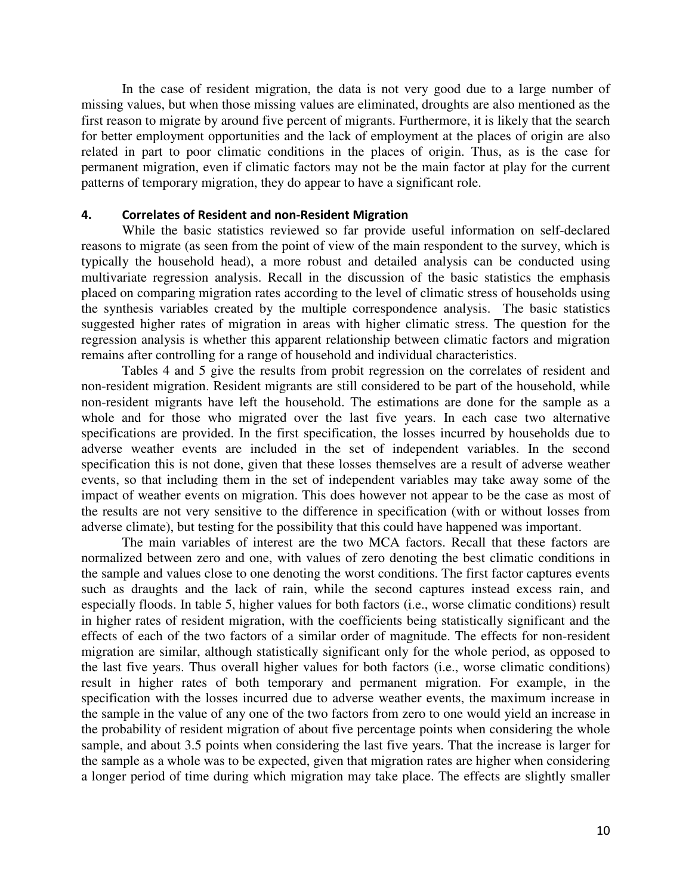In the case of resident migration, the data is not very good due to a large number of missing values, but when those missing values are eliminated, droughts are also mentioned as the first reason to migrate by around five percent of migrants. Furthermore, it is likely that the search for better employment opportunities and the lack of employment at the places of origin are also related in part to poor climatic conditions in the places of origin. Thus, as is the case for permanent migration, even if climatic factors may not be the main factor at play for the current patterns of temporary migration, they do appear to have a significant role.

## 4. Correlates of Resident and non-Resident Migration

While the basic statistics reviewed so far provide useful information on self-declared reasons to migrate (as seen from the point of view of the main respondent to the survey, which is typically the household head), a more robust and detailed analysis can be conducted using multivariate regression analysis. Recall in the discussion of the basic statistics the emphasis placed on comparing migration rates according to the level of climatic stress of households using the synthesis variables created by the multiple correspondence analysis. The basic statistics suggested higher rates of migration in areas with higher climatic stress. The question for the regression analysis is whether this apparent relationship between climatic factors and migration remains after controlling for a range of household and individual characteristics.

Tables 4 and 5 give the results from probit regression on the correlates of resident and non-resident migration. Resident migrants are still considered to be part of the household, while non-resident migrants have left the household. The estimations are done for the sample as a whole and for those who migrated over the last five years. In each case two alternative specifications are provided. In the first specification, the losses incurred by households due to adverse weather events are included in the set of independent variables. In the second specification this is not done, given that these losses themselves are a result of adverse weather events, so that including them in the set of independent variables may take away some of the impact of weather events on migration. This does however not appear to be the case as most of the results are not very sensitive to the difference in specification (with or without losses from adverse climate), but testing for the possibility that this could have happened was important.

The main variables of interest are the two MCA factors. Recall that these factors are normalized between zero and one, with values of zero denoting the best climatic conditions in the sample and values close to one denoting the worst conditions. The first factor captures events such as draughts and the lack of rain, while the second captures instead excess rain, and especially floods. In table 5, higher values for both factors (i.e., worse climatic conditions) result in higher rates of resident migration, with the coefficients being statistically significant and the effects of each of the two factors of a similar order of magnitude. The effects for non-resident migration are similar, although statistically significant only for the whole period, as opposed to the last five years. Thus overall higher values for both factors (i.e., worse climatic conditions) result in higher rates of both temporary and permanent migration. For example, in the specification with the losses incurred due to adverse weather events, the maximum increase in the sample in the value of any one of the two factors from zero to one would yield an increase in the probability of resident migration of about five percentage points when considering the whole sample, and about 3.5 points when considering the last five years. That the increase is larger for the sample as a whole was to be expected, given that migration rates are higher when considering a longer period of time during which migration may take place. The effects are slightly smaller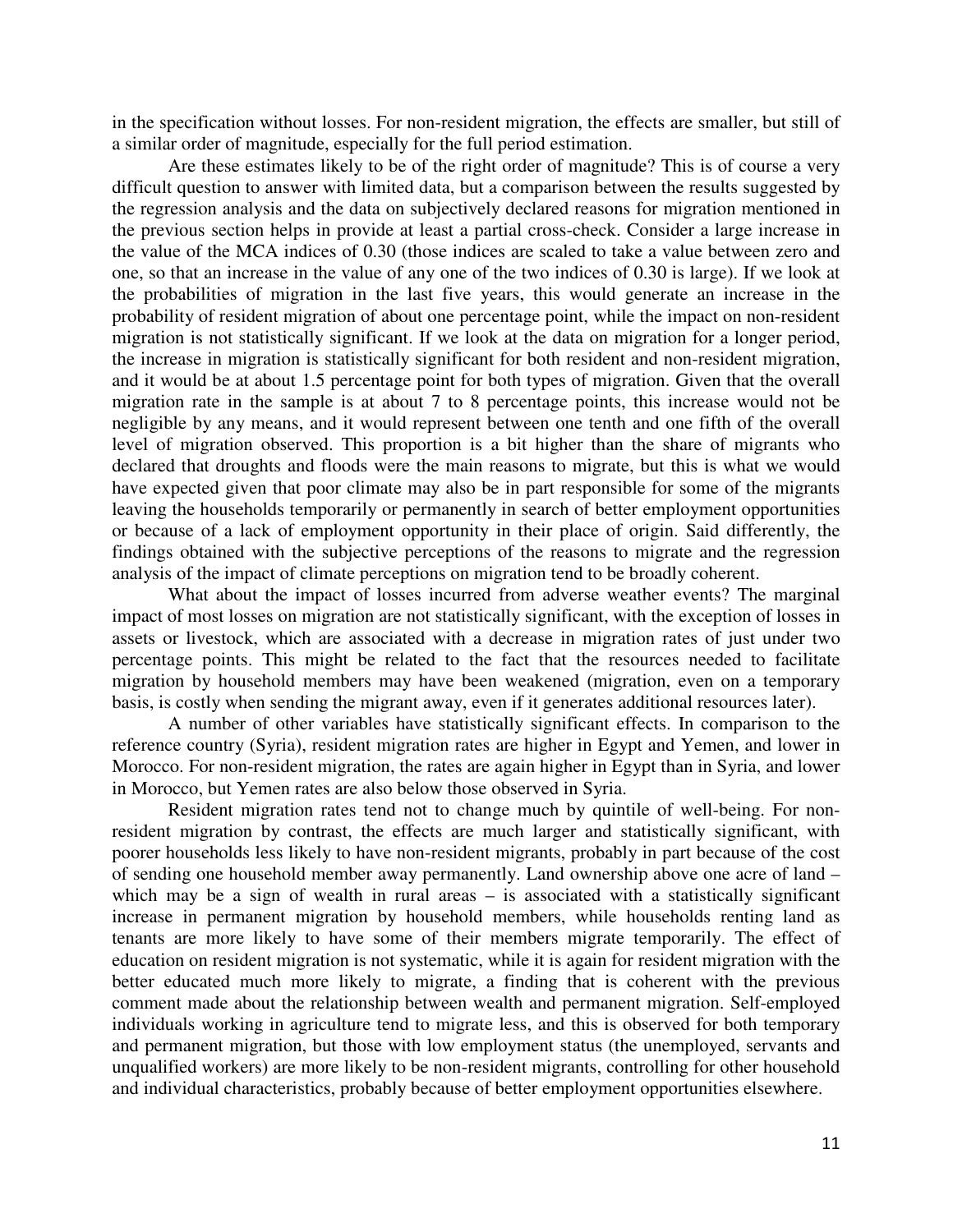in the specification without losses. For non-resident migration, the effects are smaller, but still of a similar order of magnitude, especially for the full period estimation.

Are these estimates likely to be of the right order of magnitude? This is of course a very difficult question to answer with limited data, but a comparison between the results suggested by the regression analysis and the data on subjectively declared reasons for migration mentioned in the previous section helps in provide at least a partial cross-check. Consider a large increase in the value of the MCA indices of 0.30 (those indices are scaled to take a value between zero and one, so that an increase in the value of any one of the two indices of 0.30 is large). If we look at the probabilities of migration in the last five years, this would generate an increase in the probability of resident migration of about one percentage point, while the impact on non-resident migration is not statistically significant. If we look at the data on migration for a longer period, the increase in migration is statistically significant for both resident and non-resident migration, and it would be at about 1.5 percentage point for both types of migration. Given that the overall migration rate in the sample is at about 7 to 8 percentage points, this increase would not be negligible by any means, and it would represent between one tenth and one fifth of the overall level of migration observed. This proportion is a bit higher than the share of migrants who declared that droughts and floods were the main reasons to migrate, but this is what we would have expected given that poor climate may also be in part responsible for some of the migrants leaving the households temporarily or permanently in search of better employment opportunities or because of a lack of employment opportunity in their place of origin. Said differently, the findings obtained with the subjective perceptions of the reasons to migrate and the regression analysis of the impact of climate perceptions on migration tend to be broadly coherent.

What about the impact of losses incurred from adverse weather events? The marginal impact of most losses on migration are not statistically significant, with the exception of losses in assets or livestock, which are associated with a decrease in migration rates of just under two percentage points. This might be related to the fact that the resources needed to facilitate migration by household members may have been weakened (migration, even on a temporary basis, is costly when sending the migrant away, even if it generates additional resources later).

A number of other variables have statistically significant effects. In comparison to the reference country (Syria), resident migration rates are higher in Egypt and Yemen, and lower in Morocco. For non-resident migration, the rates are again higher in Egypt than in Syria, and lower in Morocco, but Yemen rates are also below those observed in Syria.

Resident migration rates tend not to change much by quintile of well-being. For non-resident migration by contrast, the effects are much larger and statistically significant, with poorer households less likely to have non-resident migrants, probably in part because of the cost of sending one household member away permanently. Land ownership above one acre of land – which may be a sign of wealth in rural areas – is associated with a statistically significant increase in permanent migration by household members, while households renting land as tenants are more likely to have some of their members migrate temporarily. The effect of education on resident migration is not systematic, while it is again for resident migration with the better educated much more likely to migrate, a finding that is coherent with the previous comment made about the relationship between wealth and permanent migration. Self-employed individuals working in agriculture tend to migrate less, and this is observed for both temporary and permanent migration, but those with low employment status (the unemployed, servants and unqualified workers) are more likely to be non-resident migrants, controlling for other household and individual characteristics, probably because of better employment opportunities elsewhere.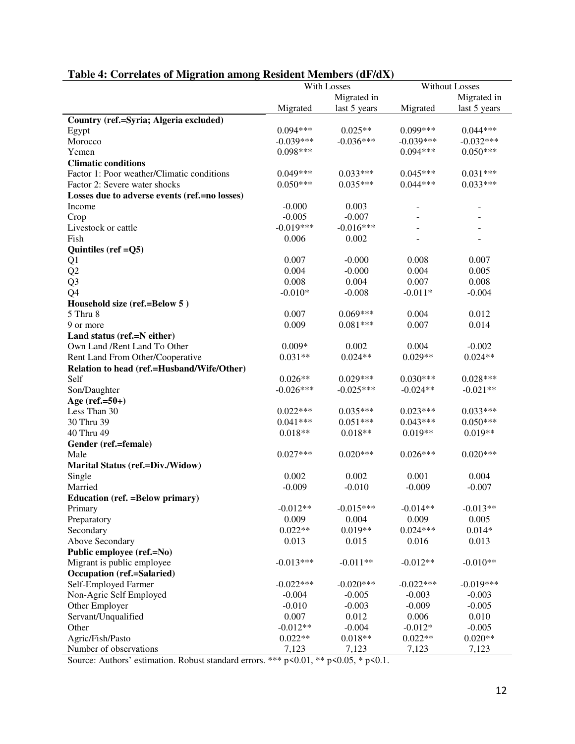**Table 4: Correlates of Migration among Resident Members (dF/dX)**

| | With Losses | | Without Losses | |
|---|---|---|---|---|
| | Migrated | Migrated in last 5 years | Migrated | Migrated in last 5 years |
| **Country (ref.=Syria; Algeria excluded)** | | | | |
| Egypt | 0.094*** | 0.025** | 0.099*** | 0.044*** |
| Morocco | -0.039*** | -0.036*** | -0.039*** | -0.032*** |
| Yemen | 0.098*** | | 0.094*** | 0.050*** |
| **Climatic conditions** | | | | |
| Factor 1: Poor weather/Climatic conditions | 0.049*** | 0.033*** | 0.045*** | 0.031*** |
| Factor 2: Severe water shocks | 0.050*** | 0.035*** | 0.044*** | 0.033*** |
| **Losses due to adverse events (ref.=no losses)** | | | | |
| Income | -0.000 | 0.003 | - | - |
| Crop | -0.005 | -0.007 | - | - |
| Livestock or cattle | -0.019*** | -0.016*** | - | - |
| Fish | 0.006 | 0.002 | - | - |
| **Quintiles (ref =Q5)** | | | | |
| Q1 | 0.007 | -0.000 | 0.008 | 0.007 |
| Q2 | 0.004 | -0.000 | 0.004 | 0.005 |
| Q3 | 0.008 | 0.004 | 0.007 | 0.008 |
| Q4 | -0.010* | -0.008 | -0.011* | -0.004 |
| **Household size (ref.=Below 5 )** | | | | |
| 5 Thru 8 | 0.007 | 0.069*** | 0.004 | 0.012 |
| 9 or more | 0.009 | 0.081*** | 0.007 | 0.014 |
| **Land status (ref.=N either)** | | | | |
| Own Land /Rent Land To Other | 0.009* | 0.002 | 0.004 | -0.002 |
| Rent Land From Other/Cooperative | 0.031** | 0.024** | 0.029** | 0.024** |
| **Relation to head (ref.=Husband/Wife/Other)** | | | | |
| Self | 0.026** | 0.029*** | 0.030*** | 0.028*** |
| Son/Daughter | -0.026*** | -0.025*** | -0.024** | -0.021** |
| **Age (ref.=50+)** | | | | |
| Less Than 30 | 0.022*** | 0.035*** | 0.023*** | 0.033*** |
| 30 Thru 39 | 0.041*** | 0.051*** | 0.043*** | 0.050*** |
| 40 Thru 49 | 0.018** | 0.018** | 0.019** | 0.019** |
| **Gender (ref.=female)** | | | | |
| Male | 0.027*** | 0.020*** | 0.026*** | 0.020*** |
| **Marital Status (ref.=Div./Widow)** | | | | |
| Single | 0.002 | 0.002 | 0.001 | 0.004 |
| Married | -0.009 | -0.010 | -0.009 | -0.007 |
| **Education (ref. =Below primary)** | | | | |
| Primary | -0.012** | -0.015*** | -0.014** | -0.013** |
| Preparatory | 0.009 | 0.004 | 0.009 | 0.005 |
| Secondary | 0.022** | 0.019** | 0.024*** | 0.014* |
| Above Secondary | 0.013 | 0.015 | 0.016 | 0.013 |
| **Public employee (ref.=No)** | | | | |
| Migrant is public employee | -0.013*** | -0.011** | -0.012** | -0.010** |
| **Occupation (ref.=Salaried)** | | | | |
| Self-Employed Farmer | -0.022*** | -0.020*** | -0.022*** | -0.019*** |
| Non-Agric Self Employed | -0.004 | -0.005 | -0.003 | -0.003 |
| Other Employer | -0.010 | -0.003 | -0.009 | -0.005 |
| Servant/Unqualified | 0.007 | 0.012 | 0.006 | 0.010 |
| Other | -0.012** | -0.004 | -0.012* | -0.005 |
| Agric/Fish/Pasto | 0.022** | 0.018** | 0.022** | 0.020** |
| Number of observations | 7,123 | 7,123 | 7,123 | 7,123 |

Source: Authors' estimation. Robust standard errors. *** $p<0.01$, ** $p<0.05$, * $p<0.1$.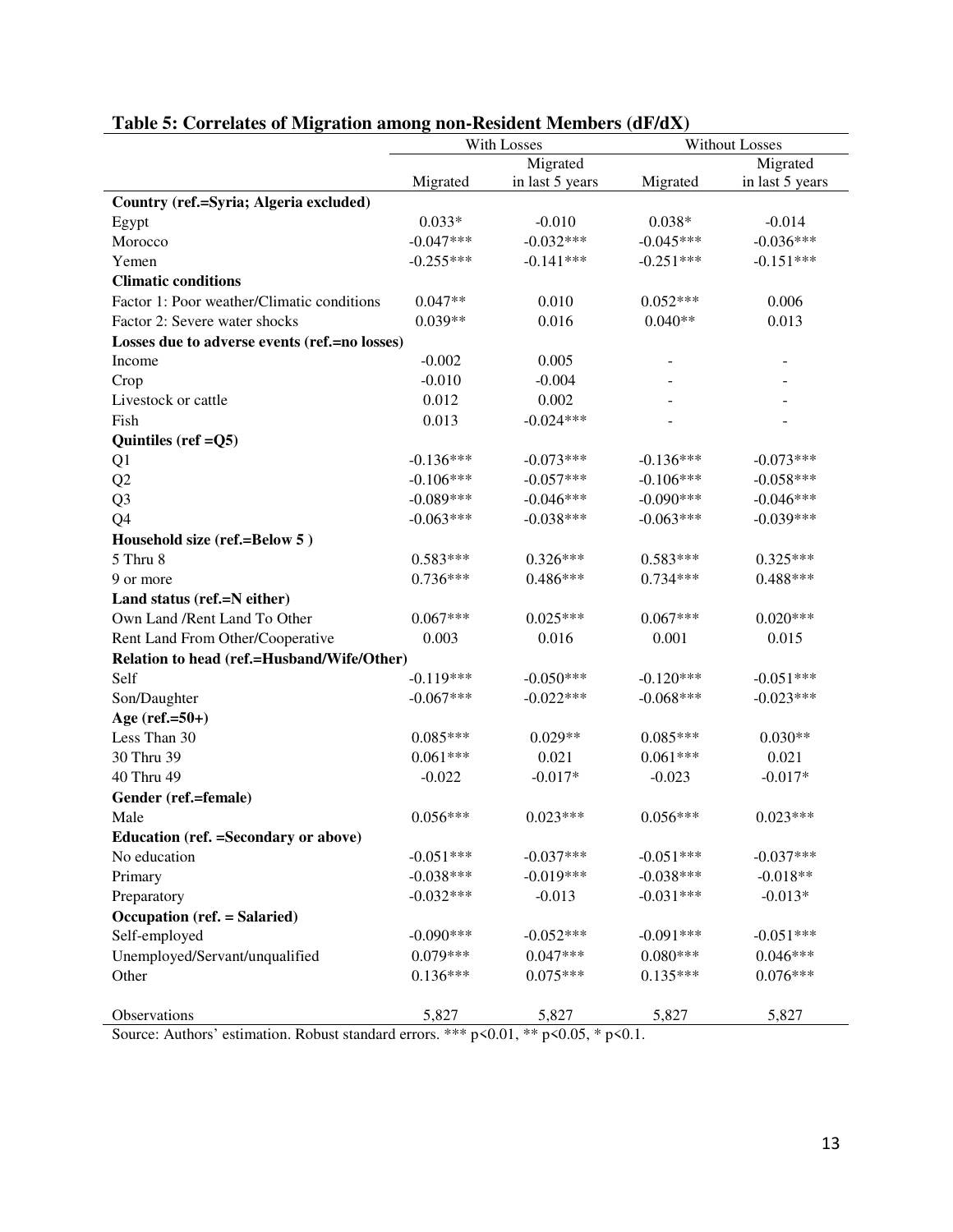**Table 5: Correlates of Migration among non-Resident Members (dF/dX)**

| | With Losses | | Without Losses | |
|---|---|---|---|---|
| | Migrated | Migrated in last 5 years | Migrated | Migrated in last 5 years |
| **Country (ref.=Syria; Algeria excluded)** | | | | |
| Egypt | 0.033* | -0.010 | 0.038* | -0.014 |
| Morocco | -0.047*** | -0.032*** | -0.045*** | -0.036*** |
| Yemen | -0.255*** | -0.141*** | -0.251*** | -0.151*** |
| **Climatic conditions** | | | | |
| Factor 1: Poor weather/Climatic conditions | 0.047** | 0.010 | 0.052*** | 0.006 |
| Factor 2: Severe water shocks | 0.039** | 0.016 | 0.040** | 0.013 |
| **Losses due to adverse events (ref.=no losses)** | | | | |
| Income | -0.002 | 0.005 | - | - |
| Crop | -0.010 | -0.004 | - | - |
| Livestock or cattle | 0.012 | 0.002 | - | - |
| Fish | 0.013 | -0.024*** | - | - |
| **Quintiles (ref =Q5)** | | | | |
| Q1 | -0.136*** | -0.073*** | -0.136*** | -0.073*** |
| Q2 | -0.106*** | -0.057*** | -0.106*** | -0.058*** |
| Q3 | -0.089*** | -0.046*** | -0.090*** | -0.046*** |
| Q4 | -0.063*** | -0.038*** | -0.063*** | -0.039*** |
| **Household size (ref.=Below 5 )** | | | | |
| 5 Thru 8 | 0.583*** | 0.326*** | 0.583*** | 0.325*** |
| 9 or more | 0.736*** | 0.486*** | 0.734*** | 0.488*** |
| **Land status (ref.=N either)** | | | | |
| Own Land /Rent Land To Other | 0.067*** | 0.025*** | 0.067*** | 0.020*** |
| Rent Land From Other/Cooperative | 0.003 | 0.016 | 0.001 | 0.015 |
| **Relation to head (ref.=Husband/Wife/Other)** | | | | |
| Self | -0.119*** | -0.050*** | -0.120*** | -0.051*** |
| Son/Daughter | -0.067*** | -0.022*** | -0.068*** | -0.023*** |
| **Age (ref.=50+)** | | | | |
| Less Than 30 | 0.085*** | 0.029** | 0.085*** | 0.030** |
| 30 Thru 39 | 0.061*** | 0.021 | 0.061*** | 0.021 |
| 40 Thru 49 | -0.022 | -0.017* | -0.023 | -0.017* |
| **Gender (ref.=female)** | | | | |
| Male | 0.056*** | 0.023*** | 0.056*** | 0.023*** |
| **Education (ref. =Secondary or above)** | | | | |
| No education | -0.051*** | -0.037*** | -0.051*** | -0.037*** |
| Primary | -0.038*** | -0.019*** | -0.038*** | -0.018** |
| Preparatory | -0.032*** | -0.013 | -0.031*** | -0.013* |
| **Occupation (ref. = Salaried)** | | | | |
| Self-employed | -0.090*** | -0.052*** | -0.091*** | -0.051*** |
| Unemployed/Servant/unqualified | 0.079*** | 0.047*** | 0.080*** | 0.046*** |
| Other | 0.136*** | 0.075*** | 0.135*** | 0.076*** |
| Observations | 5,827 | 5,827 | 5,827 | 5,827 |

Source: Authors' estimation. Robust standard errors. *** p<0.01, ** p<0.05, * p<0.1.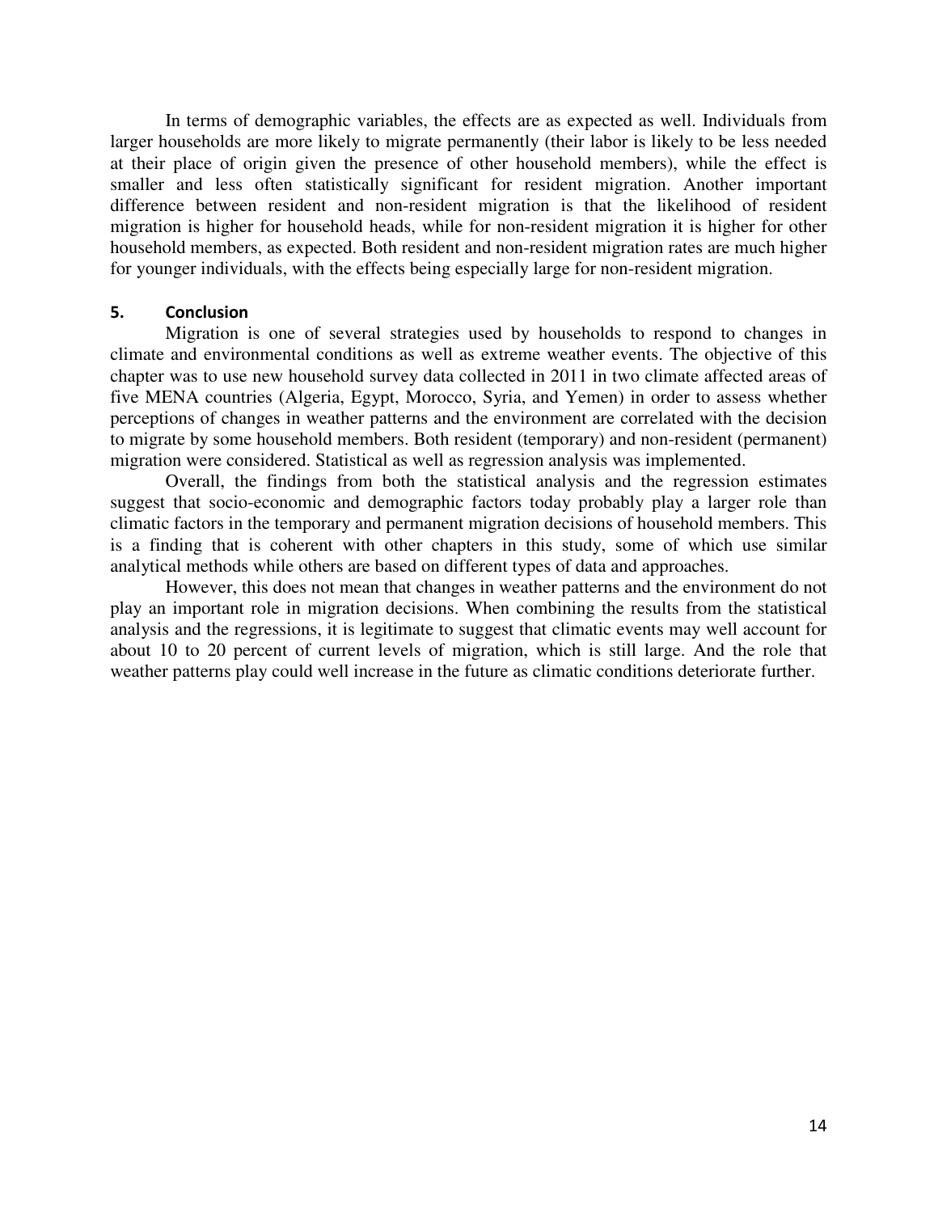In terms of demographic variables, the effects are as expected as well. Individuals from larger households are more likely to migrate permanently (their labor is likely to be less needed at their place of origin given the presence of other household members), while the effect is smaller and less often statistically significant for resident migration. Another important difference between resident and non-resident migration is that the likelihood of resident migration is higher for household heads, while for non-resident migration it is higher for other household members, as expected. Both resident and non-resident migration rates are much higher for younger individuals, with the effects being especially large for non-resident migration.

## 5. Conclusion

Migration is one of several strategies used by households to respond to changes in climate and environmental conditions as well as extreme weather events. The objective of this chapter was to use new household survey data collected in 2011 in two climate affected areas of five MENA countries (Algeria, Egypt, Morocco, Syria, and Yemen) in order to assess whether perceptions of changes in weather patterns and the environment are correlated with the decision to migrate by some household members. Both resident (temporary) and non-resident (permanent) migration were considered. Statistical as well as regression analysis was implemented.

Overall, the findings from both the statistical analysis and the regression estimates suggest that socio-economic and demographic factors today probably play a larger role than climatic factors in the temporary and permanent migration decisions of household members. This is a finding that is coherent with other chapters in this study, some of which use similar analytical methods while others are based on different types of data and approaches.

However, this does not mean that changes in weather patterns and the environment do not play an important role in migration decisions. When combining the results from the statistical analysis and the regressions, it is legitimate to suggest that climatic events may well account for about 10 to 20 percent of current levels of migration, which is still large. And the role that weather patterns play could well increase in the future as climatic conditions deteriorate further.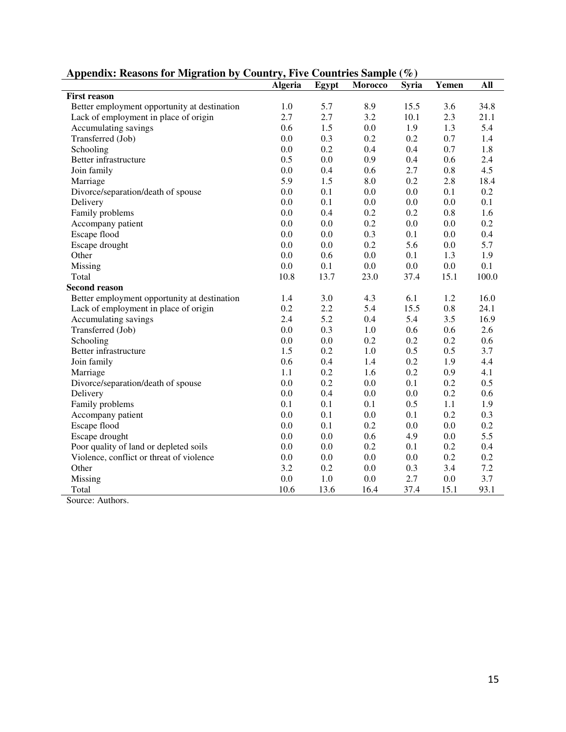**Appendix: Reasons for Migration by Country, Five Countries Sample (%)**

| | Algeria | Egypt | Morocco | Syria | Yemen | All |
|---|---|---|---|---|---|---|
| **First reason** | | | | | | |
| Better employment opportunity at destination | 1.0 | 5.7 | 8.9 | 15.5 | 3.6 | 34.8 |
| Lack of employment in place of origin | 2.7 | 2.7 | 3.2 | 10.1 | 2.3 | 21.1 |
| Accumulating savings | 0.6 | 1.5 | 0.0 | 1.9 | 1.3 | 5.4 |
| Transferred (Job) | 0.0 | 0.3 | 0.2 | 0.2 | 0.7 | 1.4 |
| Schooling | 0.0 | 0.2 | 0.4 | 0.4 | 0.7 | 1.8 |
| Better infrastructure | 0.5 | 0.0 | 0.9 | 0.4 | 0.6 | 2.4 |
| Join family | 0.0 | 0.4 | 0.6 | 2.7 | 0.8 | 4.5 |
| Marriage | 5.9 | 1.5 | 8.0 | 0.2 | 2.8 | 18.4 |
| Divorce/separation/death of spouse | 0.0 | 0.1 | 0.0 | 0.0 | 0.1 | 0.2 |
| Delivery | 0.0 | 0.1 | 0.0 | 0.0 | 0.0 | 0.1 |
| Family problems | 0.0 | 0.4 | 0.2 | 0.2 | 0.8 | 1.6 |
| Accompany patient | 0.0 | 0.0 | 0.2 | 0.0 | 0.0 | 0.2 |
| Escape flood | 0.0 | 0.0 | 0.3 | 0.1 | 0.0 | 0.4 |
| Escape drought | 0.0 | 0.0 | 0.2 | 5.6 | 0.0 | 5.7 |
| Other | 0.0 | 0.6 | 0.0 | 0.1 | 1.3 | 1.9 |
| Missing | 0.0 | 0.1 | 0.0 | 0.0 | 0.0 | 0.1 |
| Total | 10.8 | 13.7 | 23.0 | 37.4 | 15.1 | 100.0 |
| **Second reason** | | | | | | |
| Better employment opportunity at destination | 1.4 | 3.0 | 4.3 | 6.1 | 1.2 | 16.0 |
| Lack of employment in place of origin | 0.2 | 2.2 | 5.4 | 15.5 | 0.8 | 24.1 |
| Accumulating savings | 2.4 | 5.2 | 0.4 | 5.4 | 3.5 | 16.9 |
| Transferred (Job) | 0.0 | 0.3 | 1.0 | 0.6 | 0.6 | 2.6 |
| Schooling | 0.0 | 0.0 | 0.2 | 0.2 | 0.2 | 0.6 |
| Better infrastructure | 1.5 | 0.2 | 1.0 | 0.5 | 0.5 | 3.7 |
| Join family | 0.6 | 0.4 | 1.4 | 0.2 | 1.9 | 4.4 |
| Marriage | 1.1 | 0.2 | 1.6 | 0.2 | 0.9 | 4.1 |
| Divorce/separation/death of spouse | 0.0 | 0.2 | 0.0 | 0.1 | 0.2 | 0.5 |
| Delivery | 0.0 | 0.4 | 0.0 | 0.0 | 0.2 | 0.6 |
| Family problems | 0.1 | 0.1 | 0.1 | 0.5 | 1.1 | 1.9 |
| Accompany patient | 0.0 | 0.1 | 0.0 | 0.1 | 0.2 | 0.3 |
| Escape flood | 0.0 | 0.1 | 0.2 | 0.0 | 0.0 | 0.2 |
| Escape drought | 0.0 | 0.0 | 0.6 | 4.9 | 0.0 | 5.5 |
| Poor quality of land or depleted soils | 0.0 | 0.0 | 0.2 | 0.1 | 0.2 | 0.4 |
| Violence, conflict or threat of violence | 0.0 | 0.0 | 0.0 | 0.0 | 0.2 | 0.2 |
| Other | 3.2 | 0.2 | 0.0 | 0.3 | 3.4 | 7.2 |
| Missing | 0.0 | 1.0 | 0.0 | 2.7 | 0.0 | 3.7 |
| Total | 10.6 | 13.6 | 16.4 | 37.4 | 15.1 | 93.1 |

Source: Authors.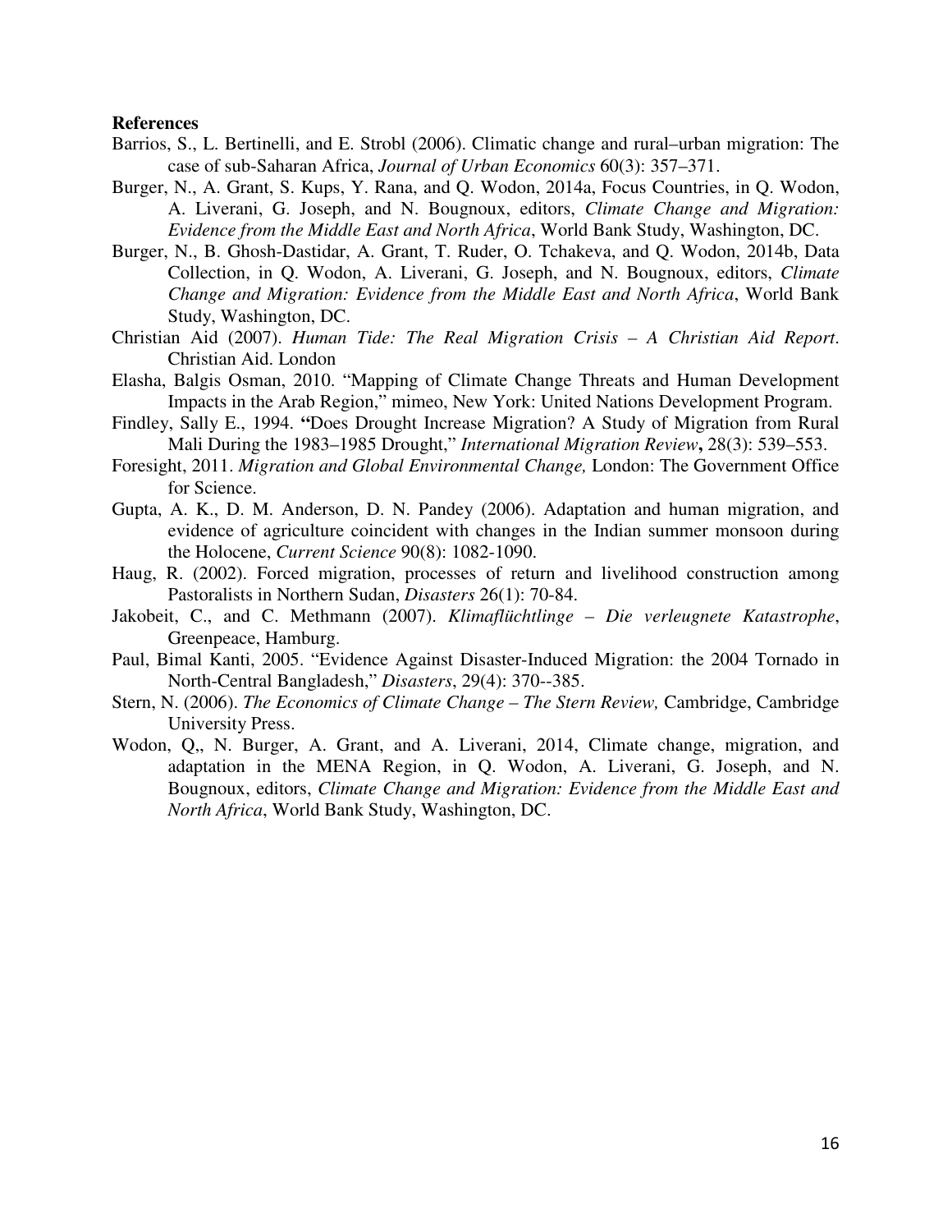**References**

Barrios, S., L. Bertinelli, and E. Strobl (2006). Climatic change and rural–urban migration: The case of sub-Saharan Africa, *Journal of Urban Economics* 60(3): 357–371.

Burger, N., A. Grant, S. Kups, Y. Rana, and Q. Wodon, 2014a, Focus Countries, in Q. Wodon, A. Liverani, G. Joseph, and N. Bougnoux, editors, *Climate Change and Migration: Evidence from the Middle East and North Africa*, World Bank Study, Washington, DC.

Burger, N., B. Ghosh-Dastidar, A. Grant, T. Ruder, O. Tchakeva, and Q. Wodon, 2014b, Data Collection, in Q. Wodon, A. Liverani, G. Joseph, and N. Bougnoux, editors, *Climate Change and Migration: Evidence from the Middle East and North Africa*, World Bank Study, Washington, DC.

Christian Aid (2007). *Human Tide: The Real Migration Crisis – A Christian Aid Report*. Christian Aid. London

Elasha, Balgis Osman, 2010. "Mapping of Climate Change Threats and Human Development Impacts in the Arab Region," mimeo, New York: United Nations Development Program.

Findley, Sally E., 1994. **"**Does Drought Increase Migration? A Study of Migration from Rural Mali During the 1983–1985 Drought," *International Migration Review***,** 28(3): 539–553.

Foresight, 2011. *Migration and Global Environmental Change,* London: The Government Office for Science.

Gupta, A. K., D. M. Anderson, D. N. Pandey (2006). Adaptation and human migration, and evidence of agriculture coincident with changes in the Indian summer monsoon during the Holocene, *Current Science* 90(8): 1082-1090.

Haug, R. (2002). Forced migration, processes of return and livelihood construction among Pastoralists in Northern Sudan, *Disasters* 26(1): 70-84.

Jakobeit, C., and C. Methmann (2007). *Klimaflüchtlinge – Die verleugnete Katastrophe*, Greenpeace, Hamburg.

Paul, Bimal Kanti, 2005. "Evidence Against Disaster-Induced Migration: the 2004 Tornado in North-Central Bangladesh," *Disasters*, 29(4): 370--385.

Stern, N. (2006). *The Economics of Climate Change – The Stern Review,* Cambridge, Cambridge University Press.

Wodon, Q,, N. Burger, A. Grant, and A. Liverani, 2014, Climate change, migration, and adaptation in the MENA Region, in Q. Wodon, A. Liverani, G. Joseph, and N. Bougnoux, editors, *Climate Change and Migration: Evidence from the Middle East and North Africa*, World Bank Study, Washington, DC.